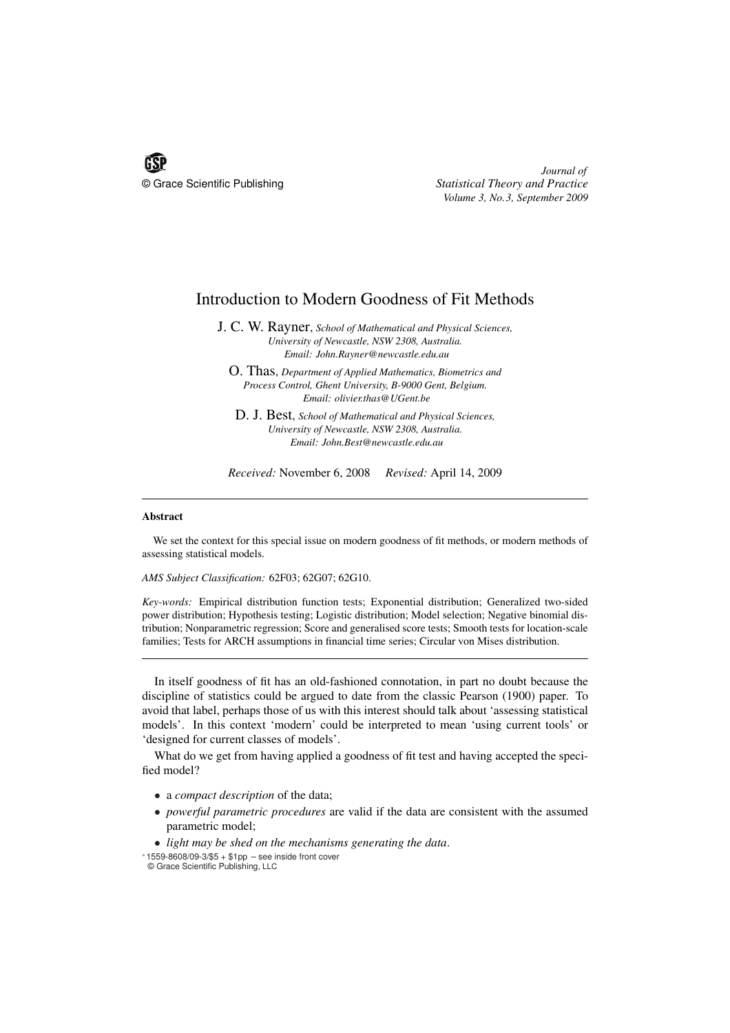# Introduction to Modern Goodness of Fit Methods

J. C. W. Rayner, *School of Mathematical and Physical Sciences, University of Newcastle, NSW 2308, Australia. Email: John.Rayner@newcastle.edu.au*

O. Thas, *Department of Applied Mathematics, Biometrics and Process Control, Ghent University, B-9000 Gent, Belgium. Email: olivier.thas@UGent.be*

D. J. Best, *School of Mathematical and Physical Sciences, University of Newcastle, NSW 2308, Australia. Email: John.Best@newcastle.edu.au*

*Received:* November 6, 2008 *Revised:* April 14, 2009

---

**Abstract**

We set the context for this special issue on modern goodness of fit methods, or modern methods of assessing statistical models.

*AMS Subject Classification:* 62F03; 62G07; 62G10.

*Key-words:* Empirical distribution function tests; Exponential distribution; Generalized two-sided power distribution; Hypothesis testing; Logistic distribution; Model selection; Negative binomial distribution; Nonparametric regression; Score and generalised score tests; Smooth tests for location-scale families; Tests for ARCH assumptions in financial time series; Circular von Mises distribution.

---

In itself goodness of fit has an old-fashioned connotation, in part no doubt because the discipline of statistics could be argued to date from the classic Pearson (1900) paper. To avoid that label, perhaps those of us with this interest should talk about 'assessing statistical models'. In this context 'modern' could be interpreted to mean 'using current tools' or 'designed for current classes of models'.

What do we get from having applied a goodness of fit test and having accepted the specified model?

- a *compact description* of the data;
- *powerful parametric procedures* are valid if the data are consistent with the assumed parametric model;
- *light may be shed on the mechanisms generating the data*.

* 1559-8608/09-3/$5 + $1pp – see inside front cover
© Grace Scientific Publishing, LLC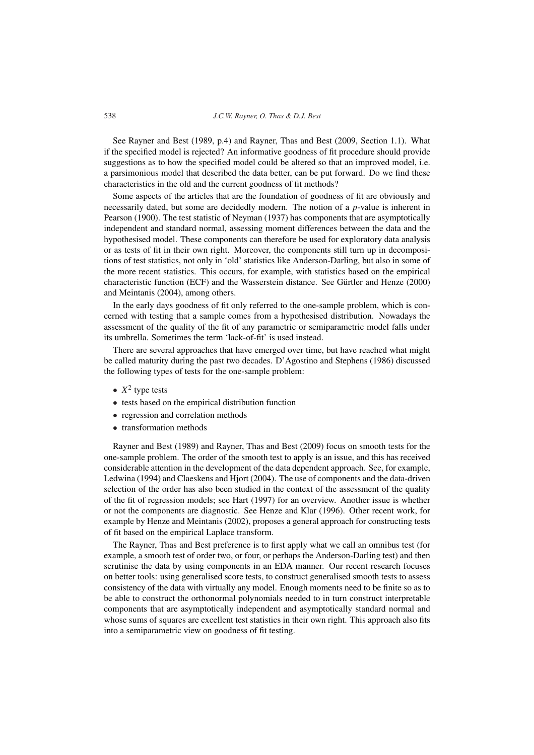See Rayner and Best (1989, p.4) and Rayner, Thas and Best (2009, Section 1.1). What if the specified model is rejected? An informative goodness of fit procedure should provide suggestions as to how the specified model could be altered so that an improved model, i.e. a parsimonious model that described the data better, can be put forward. Do we find these characteristics in the old and the current goodness of fit methods?

Some aspects of the articles that are the foundation of goodness of fit are obviously and necessarily dated, but some are decidedly modern. The notion of a $p$-value is inherent in Pearson (1900). The test statistic of Neyman (1937) has components that are asymptotically independent and standard normal, assessing moment differences between the data and the hypothesised model. These components can therefore be used for exploratory data analysis or as tests of fit in their own right. Moreover, the components still turn up in decompositions of test statistics, not only in 'old' statistics like Anderson-Darling, but also in some of the more recent statistics. This occurs, for example, with statistics based on the empirical characteristic function (ECF) and the Wasserstein distance. See Gürtler and Henze (2000) and Meintanis (2004), among others.

In the early days goodness of fit only referred to the one-sample problem, which is concerned with testing that a sample comes from a hypothesised distribution. Nowadays the assessment of the quality of the fit of any parametric or semiparametric model falls under its umbrella. Sometimes the term 'lack-of-fit' is used instead.

There are several approaches that have emerged over time, but have reached what might be called maturity during the past two decades. D'Agostino and Stephens (1986) discussed the following types of tests for the one-sample problem:

- $X^2$ type tests
- tests based on the empirical distribution function
- regression and correlation methods
- transformation methods

Rayner and Best (1989) and Rayner, Thas and Best (2009) focus on smooth tests for the one-sample problem. The order of the smooth test to apply is an issue, and this has received considerable attention in the development of the data dependent approach. See, for example, Ledwina (1994) and Claeskens and Hjort (2004). The use of components and the data-driven selection of the order has also been studied in the context of the assessment of the quality of the fit of regression models; see Hart (1997) for an overview. Another issue is whether or not the components are diagnostic. See Henze and Klar (1996). Other recent work, for example by Henze and Meintanis (2002), proposes a general approach for constructing tests of fit based on the empirical Laplace transform.

The Rayner, Thas and Best preference is to first apply what we call an omnibus test (for example, a smooth test of order two, or four, or perhaps the Anderson-Darling test) and then scrutinise the data by using components in an EDA manner. Our recent research focuses on better tools: using generalised score tests, to construct generalised smooth tests to assess consistency of the data with virtually any model. Enough moments need to be finite so as to be able to construct the orthonormal polynomials needed to in turn construct interpretable components that are asymptotically independent and asymptotically standard normal and whose sums of squares are excellent test statistics in their own right. This approach also fits into a semiparametric view on goodness of fit testing.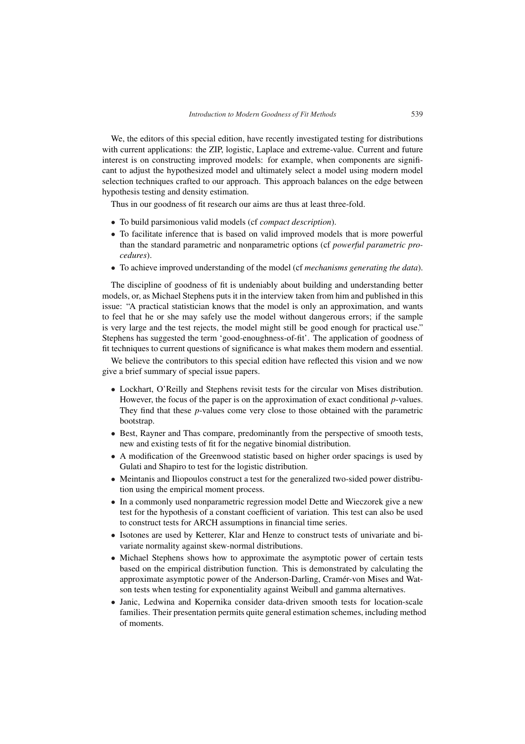We, the editors of this special edition, have recently investigated testing for distributions with current applications: the ZIP, logistic, Laplace and extreme-value. Current and future interest is on constructing improved models: for example, when components are significant to adjust the hypothesized model and ultimately select a model using modern model selection techniques crafted to our approach. This approach balances on the edge between hypothesis testing and density estimation.

Thus in our goodness of fit research our aims are thus at least three-fold.

- To build parsimonious valid models (cf *compact description*).
- To facilitate inference that is based on valid improved models that is more powerful than the standard parametric and nonparametric options (cf *powerful parametric procedures*).
- To achieve improved understanding of the model (cf *mechanisms generating the data*).

The discipline of goodness of fit is undeniably about building and understanding better models, or, as Michael Stephens puts it in the interview taken from him and published in this issue: "A practical statistician knows that the model is only an approximation, and wants to feel that he or she may safely use the model without dangerous errors; if the sample is very large and the test rejects, the model might still be good enough for practical use." Stephens has suggested the term 'good-enoughness-of-fit'. The application of goodness of fit techniques to current questions of significance is what makes them modern and essential.

We believe the contributors to this special edition have reflected this vision and we now give a brief summary of special issue papers.

- Lockhart, O'Reilly and Stephens revisit tests for the circular von Mises distribution. However, the focus of the paper is on the approximation of exact conditional $p$-values. They find that these $p$-values come very close to those obtained with the parametric bootstrap.
- Best, Rayner and Thas compare, predominantly from the perspective of smooth tests, new and existing tests of fit for the negative binomial distribution.
- A modification of the Greenwood statistic based on higher order spacings is used by Gulati and Shapiro to test for the logistic distribution.
- Meintanis and Iliopoulos construct a test for the generalized two-sided power distribution using the empirical moment process.
- In a commonly used nonparametric regression model Dette and Wieczorek give a new test for the hypothesis of a constant coefficient of variation. This test can also be used to construct tests for ARCH assumptions in financial time series.
- Isotones are used by Ketterer, Klar and Henze to construct tests of univariate and bivariate normality against skew-normal distributions.
- Michael Stephens shows how to approximate the asymptotic power of certain tests based on the empirical distribution function. This is demonstrated by calculating the approximate asymptotic power of the Anderson-Darling, Cramér-von Mises and Watson tests when testing for exponentiality against Weibull and gamma alternatives.
- Janic, Ledwina and Kopernika consider data-driven smooth tests for location-scale families. Their presentation permits quite general estimation schemes, including method of moments.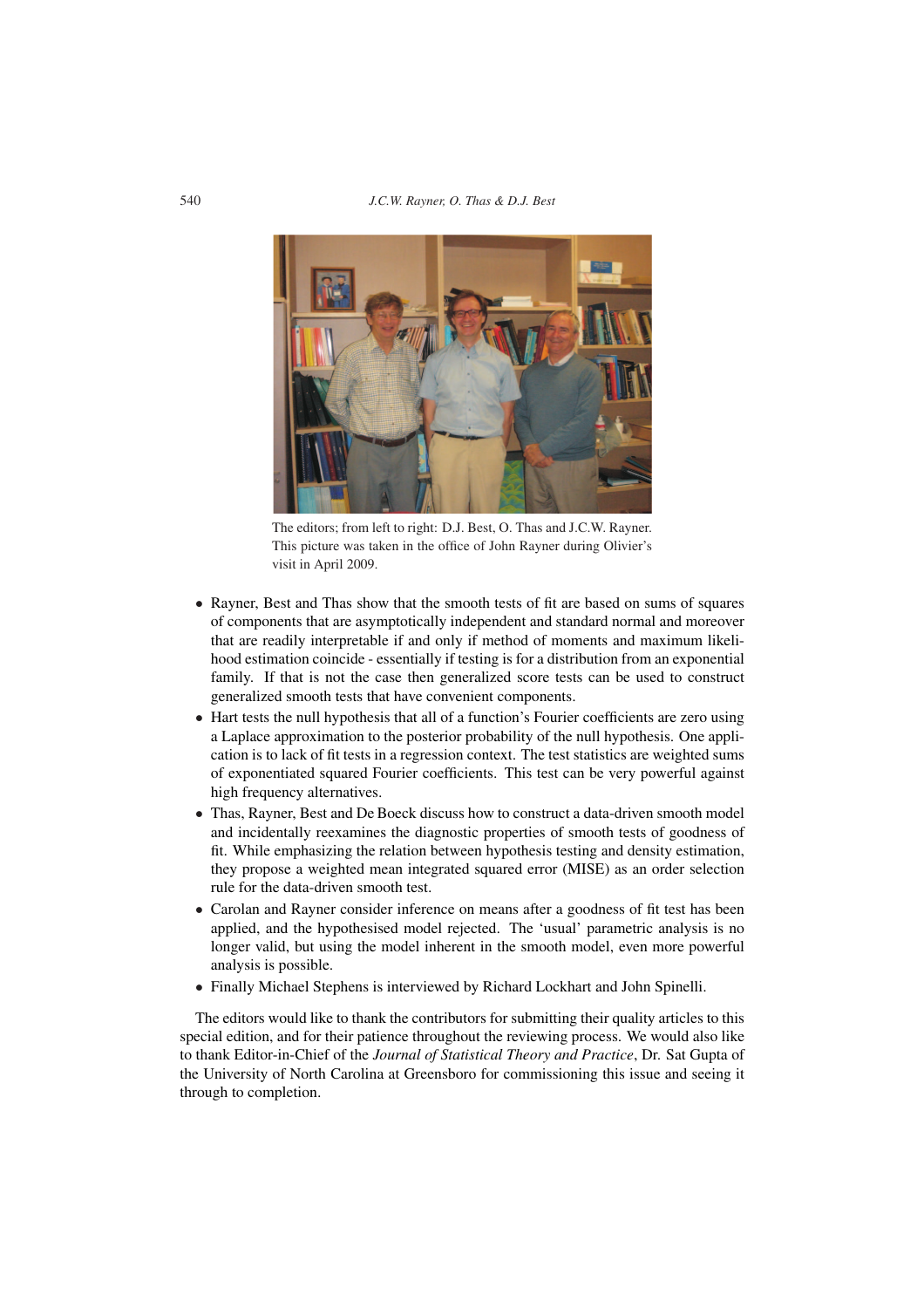The editors; from left to right: D.J. Best, O. Thas and J.C.W. Rayner. This picture was taken in the office of John Rayner during Olivier's visit in April 2009.

- Rayner, Best and Thas show that the smooth tests of fit are based on sums of squares of components that are asymptotically independent and standard normal and moreover that are readily interpretable if and only if method of moments and maximum likelihood estimation coincide - essentially if testing is for a distribution from an exponential family. If that is not the case then generalized score tests can be used to construct generalized smooth tests that have convenient components.
- Hart tests the null hypothesis that all of a function's Fourier coefficients are zero using a Laplace approximation to the posterior probability of the null hypothesis. One application is to lack of fit tests in a regression context. The test statistics are weighted sums of exponentiated squared Fourier coefficients. This test can be very powerful against high frequency alternatives.
- Thas, Rayner, Best and De Boeck discuss how to construct a data-driven smooth model and incidentally reexamines the diagnostic properties of smooth tests of goodness of fit. While emphasizing the relation between hypothesis testing and density estimation, they propose a weighted mean integrated squared error (MISE) as an order selection rule for the data-driven smooth test.
- Carolan and Rayner consider inference on means after a goodness of fit test has been applied, and the hypothesised model rejected. The 'usual' parametric analysis is no longer valid, but using the model inherent in the smooth model, even more powerful analysis is possible.
- Finally Michael Stephens is interviewed by Richard Lockhart and John Spinelli.

The editors would like to thank the contributors for submitting their quality articles to this special edition, and for their patience throughout the reviewing process. We would also like to thank Editor-in-Chief of the *Journal of Statistical Theory and Practice*, Dr. Sat Gupta of the University of North Carolina at Greensboro for commissioning this issue and seeing it through to completion.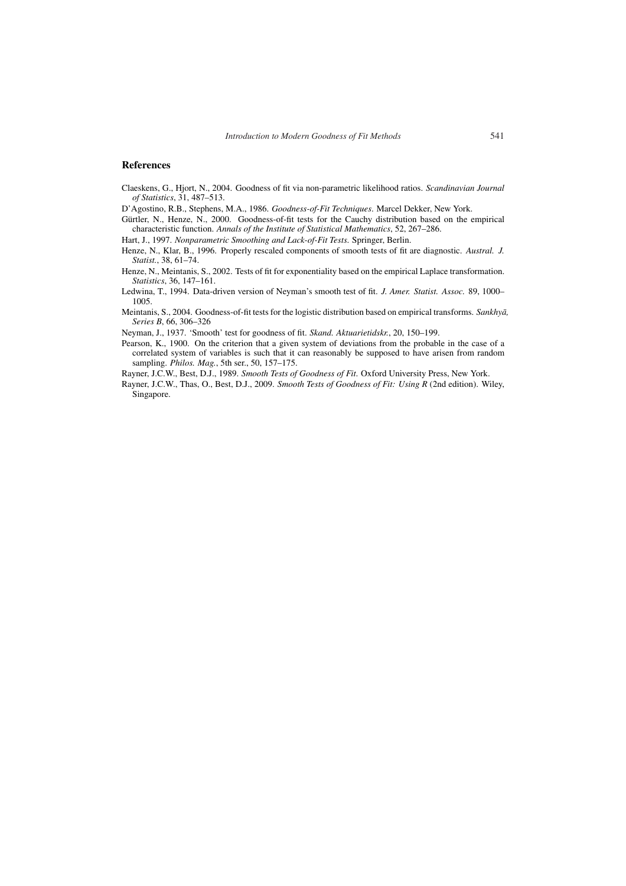## References

Claeskens, G., Hjort, N., 2004. Goodness of fit via non-parametric likelihood ratios. *Scandinavian Journal of Statistics*, 31, 487–513.

D'Agostino, R.B., Stephens, M.A., 1986. *Goodness-of-Fit Techniques*. Marcel Dekker, New York.

Gürtler, N., Henze, N., 2000. Goodness-of-fit tests for the Cauchy distribution based on the empirical characteristic function. *Annals of the Institute of Statistical Mathematics*, 52, 267–286.

Hart, J., 1997. *Nonparametric Smoothing and Lack-of-Fit Tests*. Springer, Berlin.

Henze, N., Klar, B., 1996. Properly rescaled components of smooth tests of fit are diagnostic. *Austral. J. Statist.*, 38, 61–74.

Henze, N., Meintanis, S., 2002. Tests of fit for exponentiality based on the empirical Laplace transformation. *Statistics*, 36, 147–161.

Ledwina, T., 1994. Data-driven version of Neyman's smooth test of fit. *J. Amer. Statist. Assoc.* 89, 1000–1005.

Meintanis, S., 2004. Goodness-of-fit tests for the logistic distribution based on empirical transforms. *Sankhyā, Series B*, 66, 306–326

Neyman, J., 1937. 'Smooth' test for goodness of fit. *Skand. Aktuarietidskr.*, 20, 150–199.

Pearson, K., 1900. On the criterion that a given system of deviations from the probable in the case of a correlated system of variables is such that it can reasonably be supposed to have arisen from random sampling. *Philos. Mag.*, 5th ser., 50, 157–175.

Rayner, J.C.W., Best, D.J., 1989. *Smooth Tests of Goodness of Fit*. Oxford University Press, New York.

Rayner, J.C.W., Thas, O., Best, D.J., 2009. *Smooth Tests of Goodness of Fit: Using R* (2nd edition). Wiley, Singapore.